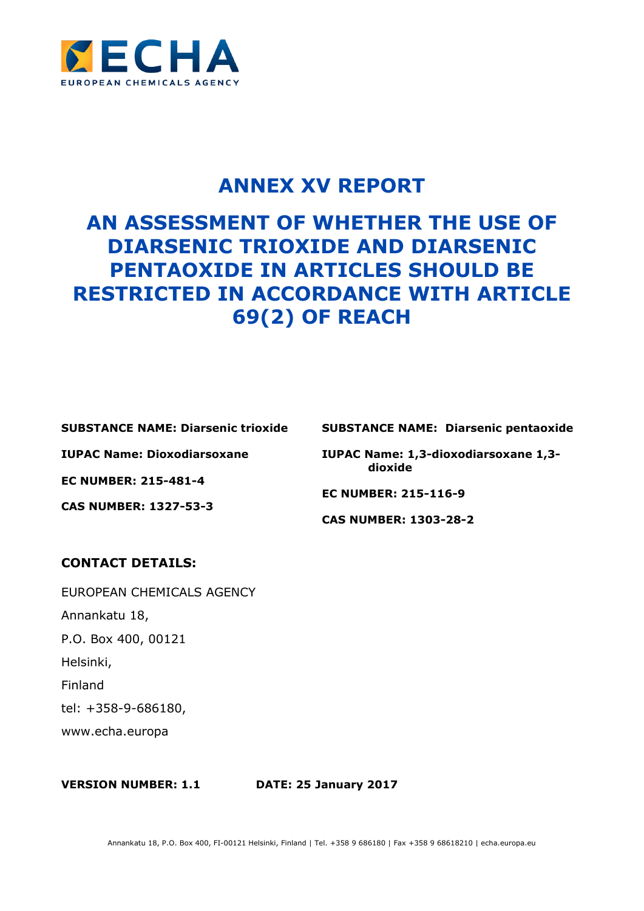# ANNEX XV REPORT

# AN ASSESSMENT OF WHETHER THE USE OF DIARSENIC TRIOXIDE AND DIARSENIC PENTAOXIDE IN ARTICLES SHOULD BE RESTRICTED IN ACCORDANCE WITH ARTICLE 69(2) OF REACH

**SUBSTANCE NAME: Diarsenic trioxide**

**IUPAC Name: Dioxodiarsoxane**

**EC NUMBER: 215-481-4**

**CAS NUMBER: 1327-53-3**

**SUBSTANCE NAME: Diarsenic pentaoxide**

**IUPAC Name: 1,3-dioxodiarsoxane 1,3-dioxide**

**EC NUMBER: 215-116-9**

**CAS NUMBER: 1303-28-2**

## CONTACT DETAILS:

EUROPEAN CHEMICALS AGENCY

Annankatu 18,

P.O. Box 400, 00121

Helsinki,

Finland

tel: +358-9-686180,

www.echa.europa

**VERSION NUMBER: 1.1** **DATE: 25 January 2017**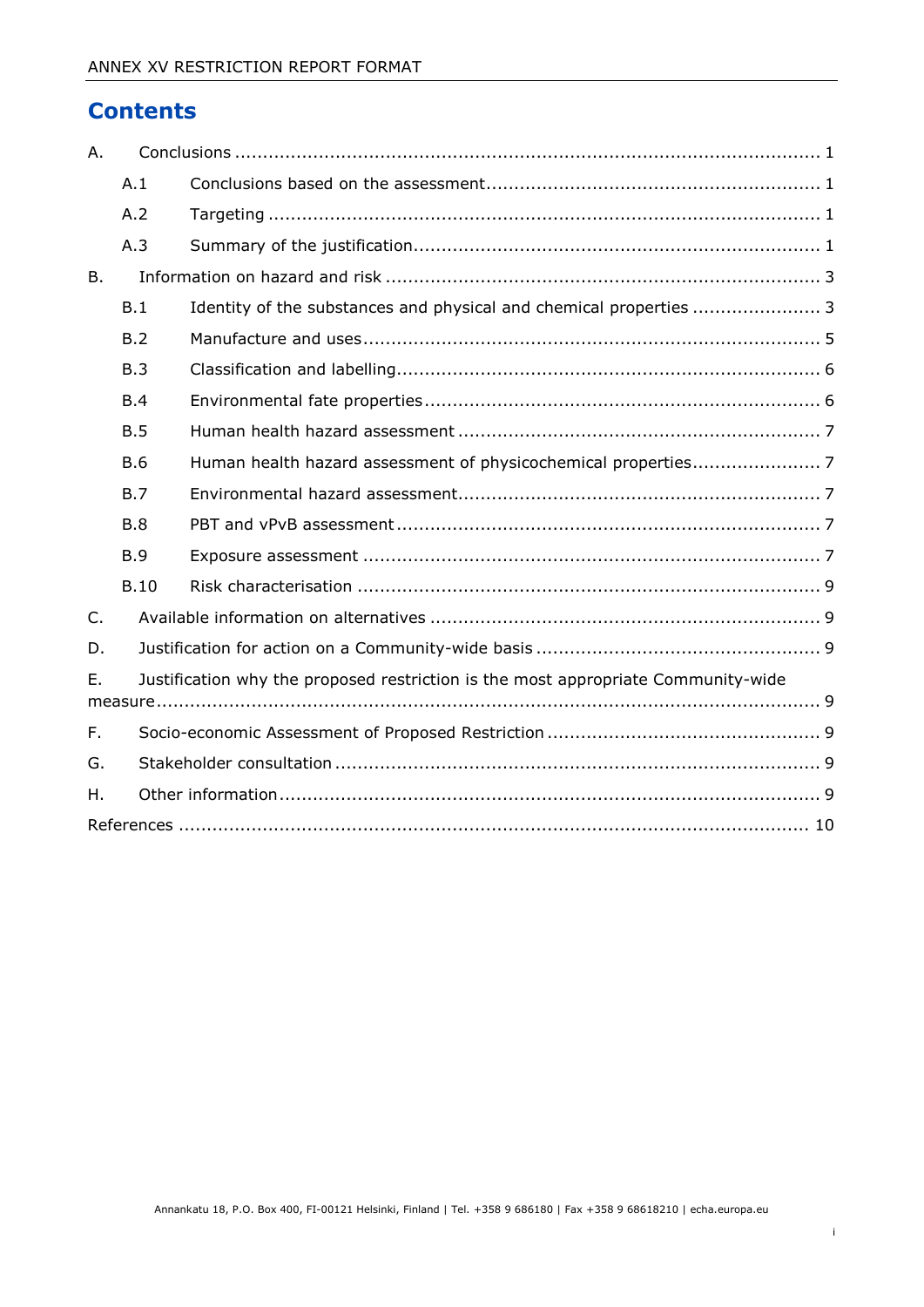# Contents

A. Conclusions ........................................................................................................ 1

- A.1 Conclusions based on the assessment ........................................................... 1
- A.2 Targeting ................................................................................................. 1
- A.3 Summary of the justification ........................................................................ 1

B. Information on hazard and risk ............................................................................. 3

- B.1 Identity of the substances and physical and chemical properties ....................... 3
- B.2 Manufacture and uses ................................................................................. 5
- B.3 Classification and labelling ........................................................................... 6
- B.4 Environmental fate properties ...................................................................... 6
- B.5 Human health hazard assessment ................................................................ 7
- B.6 Human health hazard assessment of physicochemical properties ....................... 7
- B.7 Environmental hazard assessment ................................................................ 7
- B.8 PBT and vPvB assessment ........................................................................... 7
- B.9 Exposure assessment ................................................................................. 7
- B.10 Risk characterisation .................................................................................. 9

C. Available information on alternatives ..................................................................... 9

D. Justification for action on a Community-wide basis .................................................. 9

E. Justification why the proposed restriction is the most appropriate Community-wide measure ................................................................................................................ 9

F. Socio-economic Assessment of Proposed Restriction ................................................ 9

G. Stakeholder consultation ...................................................................................... 9

H. Other information ................................................................................................ 9

References ............................................................................................................... 10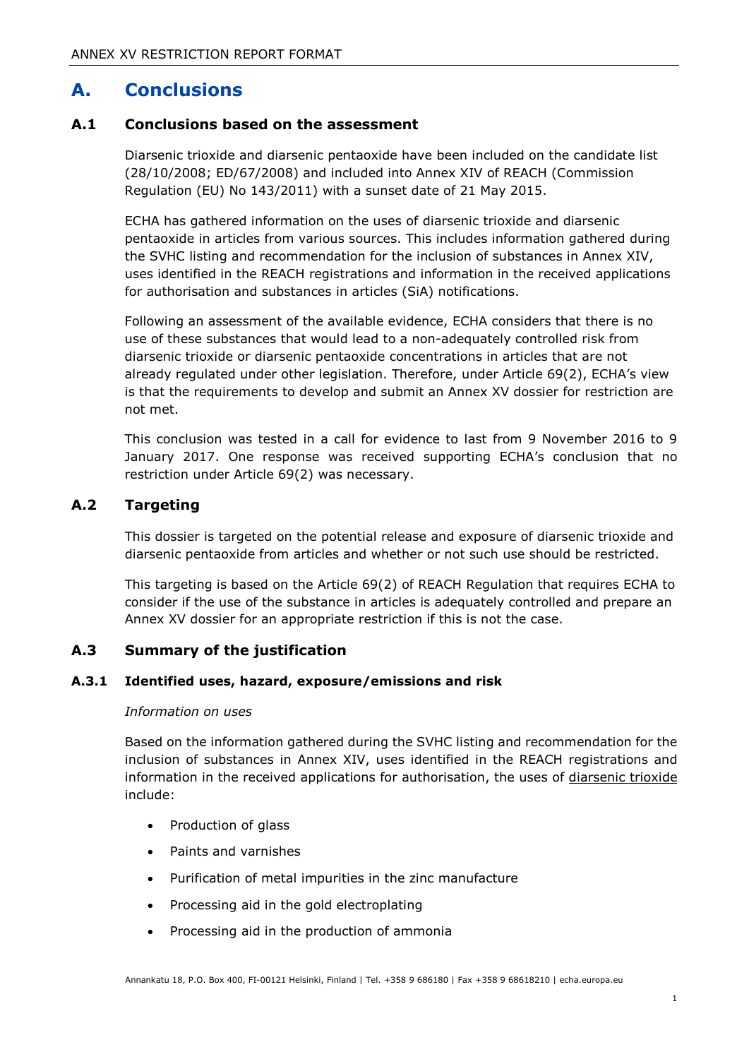# A. Conclusions

## A.1 Conclusions based on the assessment

Diarsenic trioxide and diarsenic pentaoxide have been included on the candidate list (28/10/2008; ED/67/2008) and included into Annex XIV of REACH (Commission Regulation (EU) No 143/2011) with a sunset date of 21 May 2015.

ECHA has gathered information on the uses of diarsenic trioxide and diarsenic pentaoxide in articles from various sources. This includes information gathered during the SVHC listing and recommendation for the inclusion of substances in Annex XIV, uses identified in the REACH registrations and information in the received applications for authorisation and substances in articles (SiA) notifications.

Following an assessment of the available evidence, ECHA considers that there is no use of these substances that would lead to a non-adequately controlled risk from diarsenic trioxide or diarsenic pentaoxide concentrations in articles that are not already regulated under other legislation. Therefore, under Article 69(2), ECHA's view is that the requirements to develop and submit an Annex XV dossier for restriction are not met.

This conclusion was tested in a call for evidence to last from 9 November 2016 to 9 January 2017. One response was received supporting ECHA's conclusion that no restriction under Article 69(2) was necessary.

## A.2 Targeting

This dossier is targeted on the potential release and exposure of diarsenic trioxide and diarsenic pentaoxide from articles and whether or not such use should be restricted.

This targeting is based on the Article 69(2) of REACH Regulation that requires ECHA to consider if the use of the substance in articles is adequately controlled and prepare an Annex XV dossier for an appropriate restriction if this is not the case.

## A.3 Summary of the justification

### A.3.1 Identified uses, hazard, exposure/emissions and risk

*Information on uses*

Based on the information gathered during the SVHC listing and recommendation for the inclusion of substances in Annex XIV, uses identified in the REACH registrations and information in the received applications for authorisation, the uses of diarsenic trioxide include:

- Production of glass
- Paints and varnishes
- Purification of metal impurities in the zinc manufacture
- Processing aid in the gold electroplating
- Processing aid in the production of ammonia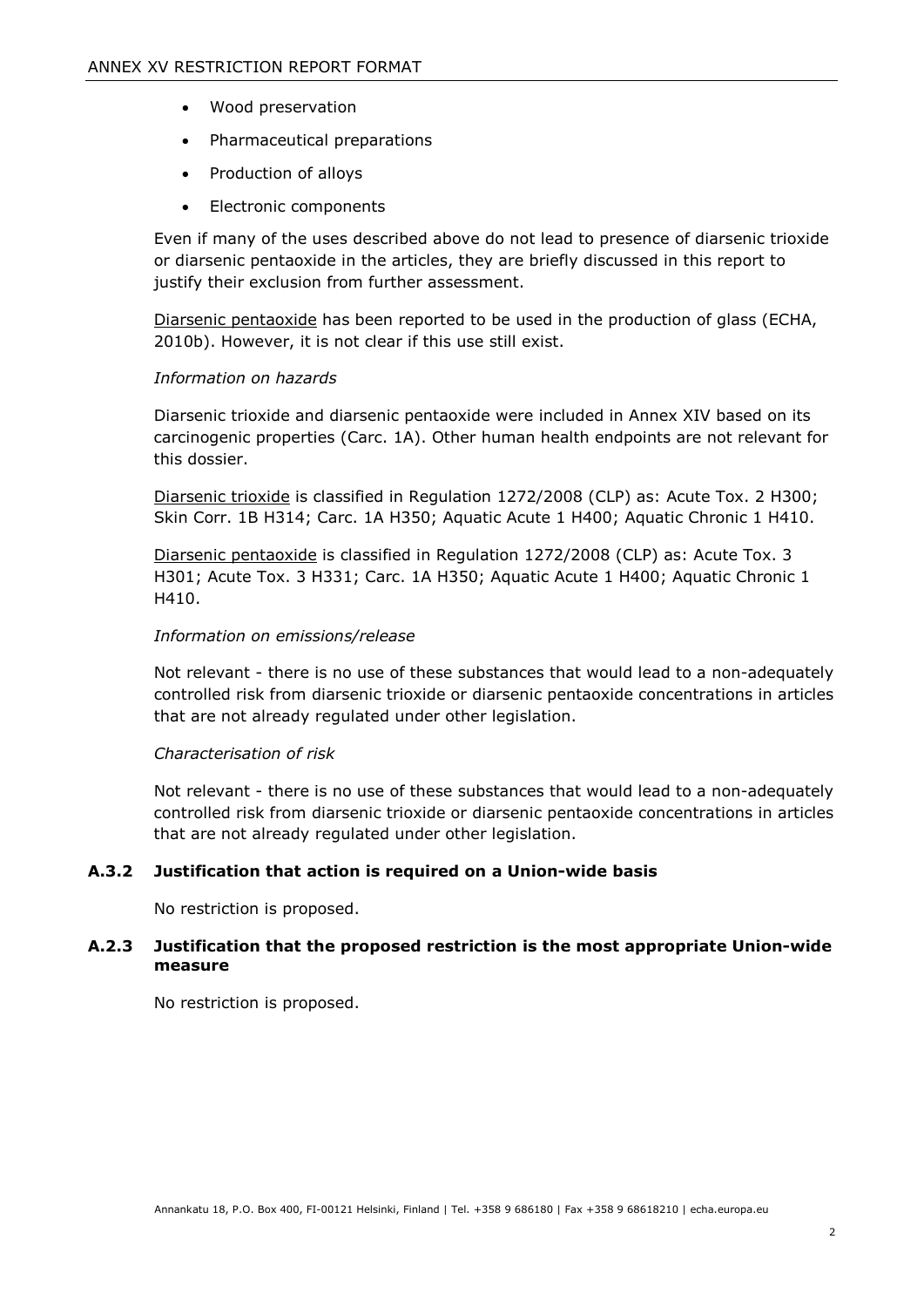- Wood preservation
- Pharmaceutical preparations
- Production of alloys
- Electronic components

Even if many of the uses described above do not lead to presence of diarsenic trioxide or diarsenic pentaoxide in the articles, they are briefly discussed in this report to justify their exclusion from further assessment.

Diarsenic pentaoxide has been reported to be used in the production of glass (ECHA, 2010b). However, it is not clear if this use still exist.

*Information on hazards*

Diarsenic trioxide and diarsenic pentaoxide were included in Annex XIV based on its carcinogenic properties (Carc. 1A). Other human health endpoints are not relevant for this dossier.

Diarsenic trioxide is classified in Regulation 1272/2008 (CLP) as: Acute Tox. 2 H300; Skin Corr. 1B H314; Carc. 1A H350; Aquatic Acute 1 H400; Aquatic Chronic 1 H410.

Diarsenic pentaoxide is classified in Regulation 1272/2008 (CLP) as: Acute Tox. 3 H301; Acute Tox. 3 H331; Carc. 1A H350; Aquatic Acute 1 H400; Aquatic Chronic 1 H410.

*Information on emissions/release*

Not relevant - there is no use of these substances that would lead to a non-adequately controlled risk from diarsenic trioxide or diarsenic pentaoxide concentrations in articles that are not already regulated under other legislation.

*Characterisation of risk*

Not relevant - there is no use of these substances that would lead to a non-adequately controlled risk from diarsenic trioxide or diarsenic pentaoxide concentrations in articles that are not already regulated under other legislation.

### A.3.2 Justification that action is required on a Union-wide basis

No restriction is proposed.

### A.2.3 Justification that the proposed restriction is the most appropriate Union-wide measure

No restriction is proposed.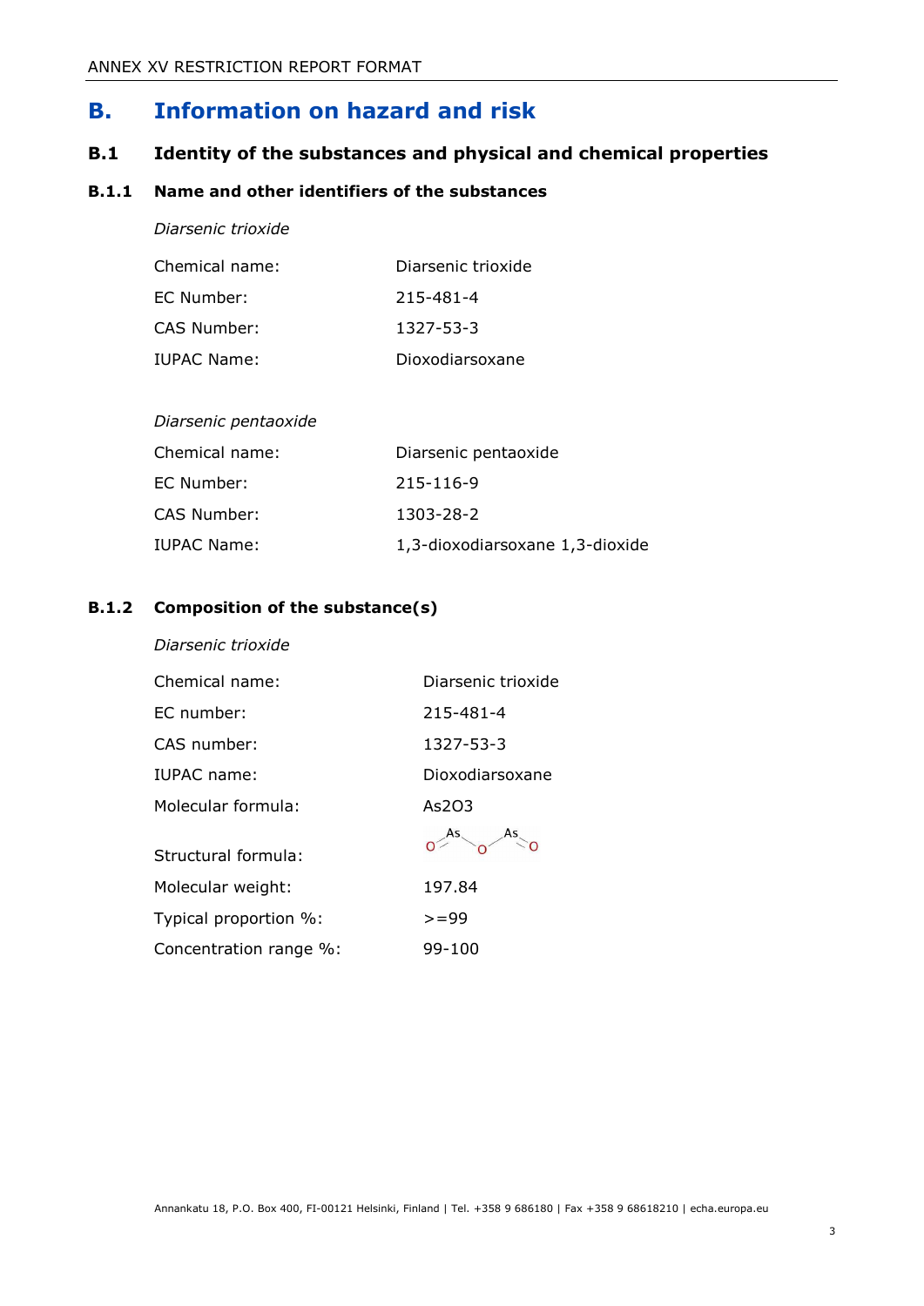# B. Information on hazard and risk

## B.1 Identity of the substances and physical and chemical properties

### B.1.1 Name and other identifiers of the substances

*Diarsenic trioxide*

| | |
|---|---|
| Chemical name: | Diarsenic trioxide |
| EC Number: | 215-481-4 |
| CAS Number: | 1327-53-3 |
| IUPAC Name: | Dioxodiarsoxane |

*Diarsenic pentaoxide*

| | |
|---|---|
| Chemical name: | Diarsenic pentaoxide |
| EC Number: | 215-116-9 |
| CAS Number: | 1303-28-2 |
| IUPAC Name: | 1,3-dioxodiarsoxane 1,3-dioxide |

### B.1.2 Composition of the substance(s)

*Diarsenic trioxide*

| | |
|---|---|
| Chemical name: | Diarsenic trioxide |
| EC number: | 215-481-4 |
| CAS number: | 1327-53-3 |
| IUPAC name: | Dioxodiarsoxane |
| Molecular formula: | $As_2O_3$ |
| Structural formula: | O=As–O–As=O |
| Molecular weight: | 197.84 |
| Typical proportion %: | >=99 |
| Concentration range %: | 99-100 |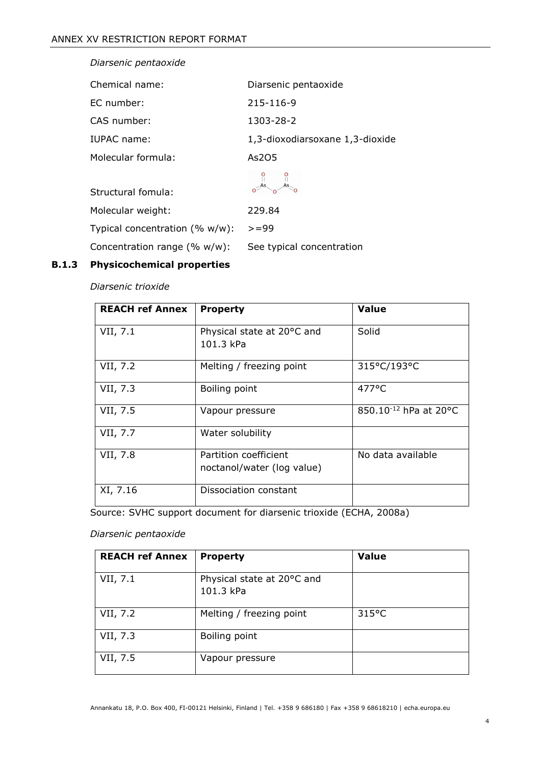*Diarsenic pentaoxide*

| | |
|---|---|
| Chemical name: | Diarsenic pentaoxide |
| EC number: | 215-116-9 |
| CAS number: | 1303-28-2 |
| IUPAC name: | 1,3-dioxodiarsoxane 1,3-dioxide |
| Molecular formula: | As2O5 |
| Structural fomula: | |
| Molecular weight: | 229.84 |
| Typical concentration (% w/w): | >=99 |
| Concentration range (% w/w): | See typical concentration |

### B.1.3 Physicochemical properties

*Diarsenic trioxide*

| REACH ref Annex | Property | Value |
|---|---|---|
| VII, 7.1 | Physical state at 20°C and 101.3 kPa | Solid |
| VII, 7.2 | Melting / freezing point | 315°C/193°C |
| VII, 7.3 | Boiling point | 477°C |
| VII, 7.5 | Vapour pressure | $850.10^{-12}$ hPa at 20°C |
| VII, 7.7 | Water solubility | |
| VII, 7.8 | Partition coefficient noctanol/water (log value) | No data available |
| XI, 7.16 | Dissociation constant | |

Source: SVHC support document for diarsenic trioxide (ECHA, 2008a)

*Diarsenic pentaoxide*

| REACH ref Annex | Property | Value |
|---|---|---|
| VII, 7.1 | Physical state at 20°C and 101.3 kPa | |
| VII, 7.2 | Melting / freezing point | 315°C |
| VII, 7.3 | Boiling point | |
| VII, 7.5 | Vapour pressure | |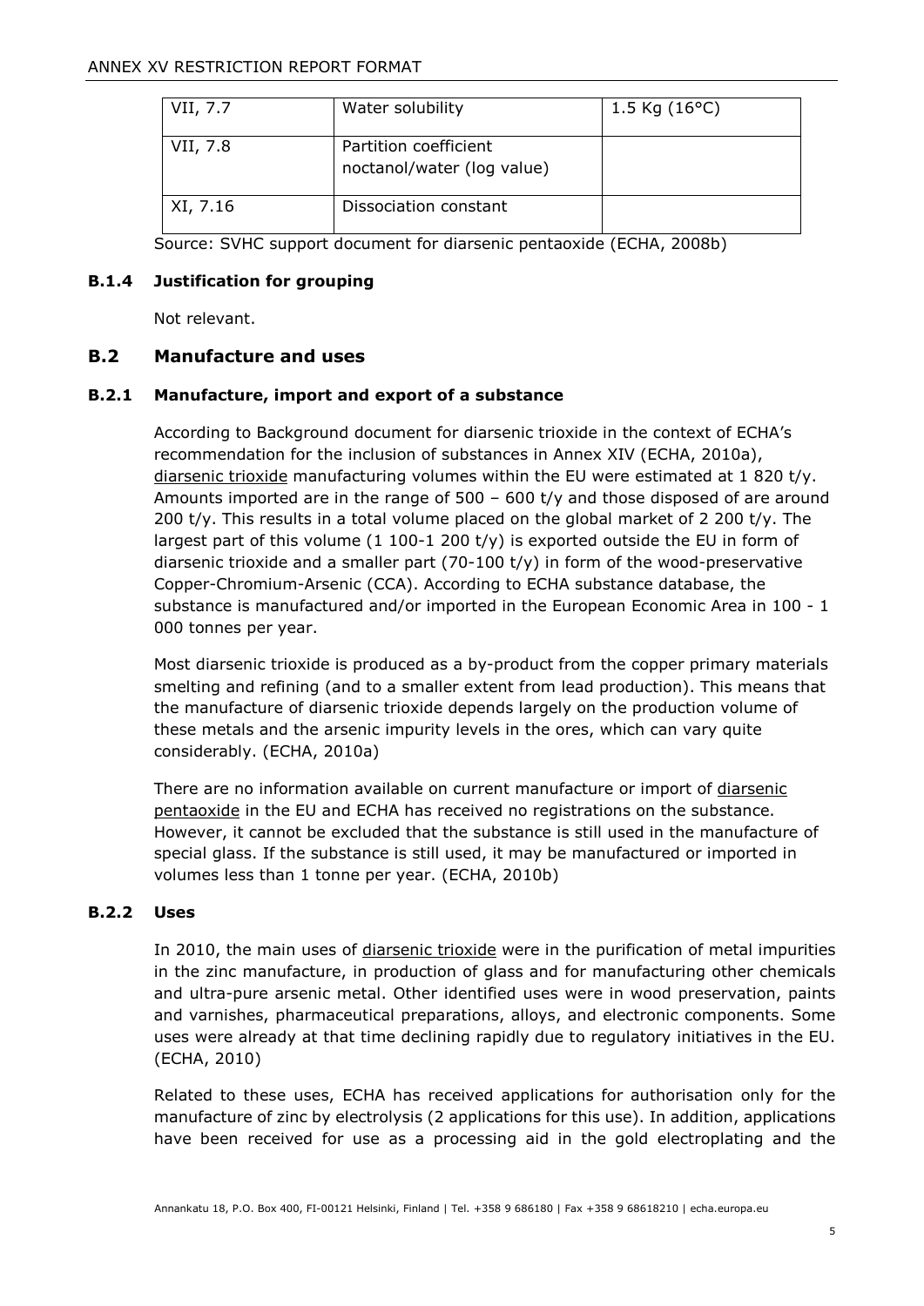| VII, 7.7 | Water solubility | 1.5 Kg (16°C) |
|---|---|---|
| VII, 7.8 | Partition coefficient noctanol/water (log value) | |
| XI, 7.16 | Dissociation constant | |

Source: SVHC support document for diarsenic pentaoxide (ECHA, 2008b)

### B.1.4 Justification for grouping

Not relevant.

## B.2 Manufacture and uses

### B.2.1 Manufacture, import and export of a substance

According to Background document for diarsenic trioxide in the context of ECHA's recommendation for the inclusion of substances in Annex XIV (ECHA, 2010a), diarsenic trioxide manufacturing volumes within the EU were estimated at 1 820 t/y. Amounts imported are in the range of 500 – 600 t/y and those disposed of are around 200 t/y. This results in a total volume placed on the global market of 2 200 t/y. The largest part of this volume (1 100-1 200 t/y) is exported outside the EU in form of diarsenic trioxide and a smaller part (70-100 t/y) in form of the wood-preservative Copper-Chromium-Arsenic (CCA). According to ECHA substance database, the substance is manufactured and/or imported in the European Economic Area in 100 - 1 000 tonnes per year.

Most diarsenic trioxide is produced as a by-product from the copper primary materials smelting and refining (and to a smaller extent from lead production). This means that the manufacture of diarsenic trioxide depends largely on the production volume of these metals and the arsenic impurity levels in the ores, which can vary quite considerably. (ECHA, 2010a)

There are no information available on current manufacture or import of diarsenic pentaoxide in the EU and ECHA has received no registrations on the substance. However, it cannot be excluded that the substance is still used in the manufacture of special glass. If the substance is still used, it may be manufactured or imported in volumes less than 1 tonne per year. (ECHA, 2010b)

### B.2.2 Uses

In 2010, the main uses of diarsenic trioxide were in the purification of metal impurities in the zinc manufacture, in production of glass and for manufacturing other chemicals and ultra-pure arsenic metal. Other identified uses were in wood preservation, paints and varnishes, pharmaceutical preparations, alloys, and electronic components. Some uses were already at that time declining rapidly due to regulatory initiatives in the EU. (ECHA, 2010)

Related to these uses, ECHA has received applications for authorisation only for the manufacture of zinc by electrolysis (2 applications for this use). In addition, applications have been received for use as a processing aid in the gold electroplating and the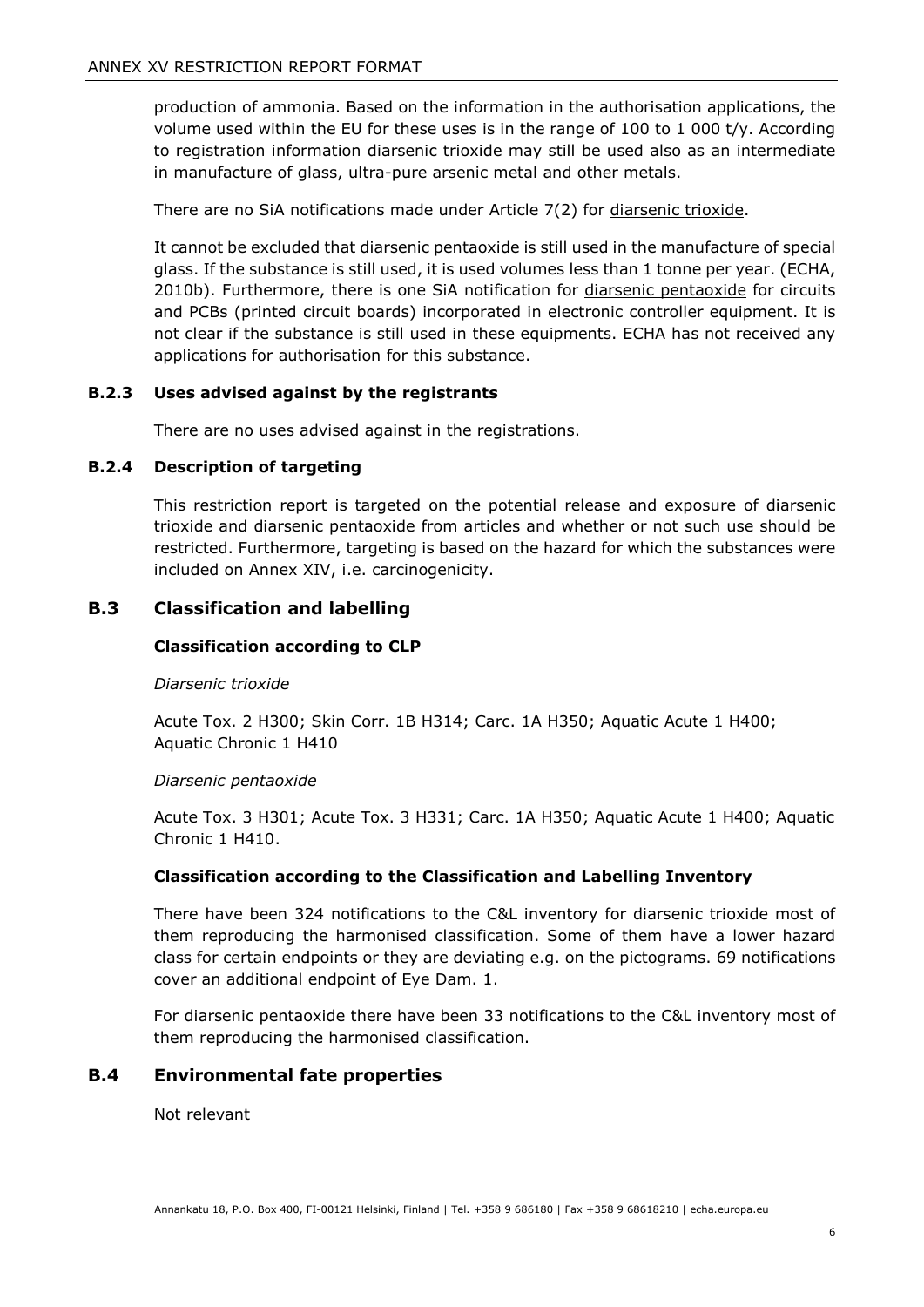production of ammonia. Based on the information in the authorisation applications, the volume used within the EU for these uses is in the range of 100 to 1 000 t/y. According to registration information diarsenic trioxide may still be used also as an intermediate in manufacture of glass, ultra-pure arsenic metal and other metals.

There are no SiA notifications made under Article 7(2) for diarsenic trioxide.

It cannot be excluded that diarsenic pentaoxide is still used in the manufacture of special glass. If the substance is still used, it is used volumes less than 1 tonne per year. (ECHA, 2010b). Furthermore, there is one SiA notification for diarsenic pentaoxide for circuits and PCBs (printed circuit boards) incorporated in electronic controller equipment. It is not clear if the substance is still used in these equipments. ECHA has not received any applications for authorisation for this substance.

### B.2.3 Uses advised against by the registrants

There are no uses advised against in the registrations.

### B.2.4 Description of targeting

This restriction report is targeted on the potential release and exposure of diarsenic trioxide and diarsenic pentaoxide from articles and whether or not such use should be restricted. Furthermore, targeting is based on the hazard for which the substances were included on Annex XIV, i.e. carcinogenicity.

## B.3 Classification and labelling

**Classification according to CLP**

*Diarsenic trioxide*

Acute Tox. 2 H300; Skin Corr. 1B H314; Carc. 1A H350; Aquatic Acute 1 H400; Aquatic Chronic 1 H410

*Diarsenic pentaoxide*

Acute Tox. 3 H301; Acute Tox. 3 H331; Carc. 1A H350; Aquatic Acute 1 H400; Aquatic Chronic 1 H410.

**Classification according to the Classification and Labelling Inventory**

There have been 324 notifications to the C&L inventory for diarsenic trioxide most of them reproducing the harmonised classification. Some of them have a lower hazard class for certain endpoints or they are deviating e.g. on the pictograms. 69 notifications cover an additional endpoint of Eye Dam. 1.

For diarsenic pentaoxide there have been 33 notifications to the C&L inventory most of them reproducing the harmonised classification.

## B.4 Environmental fate properties

Not relevant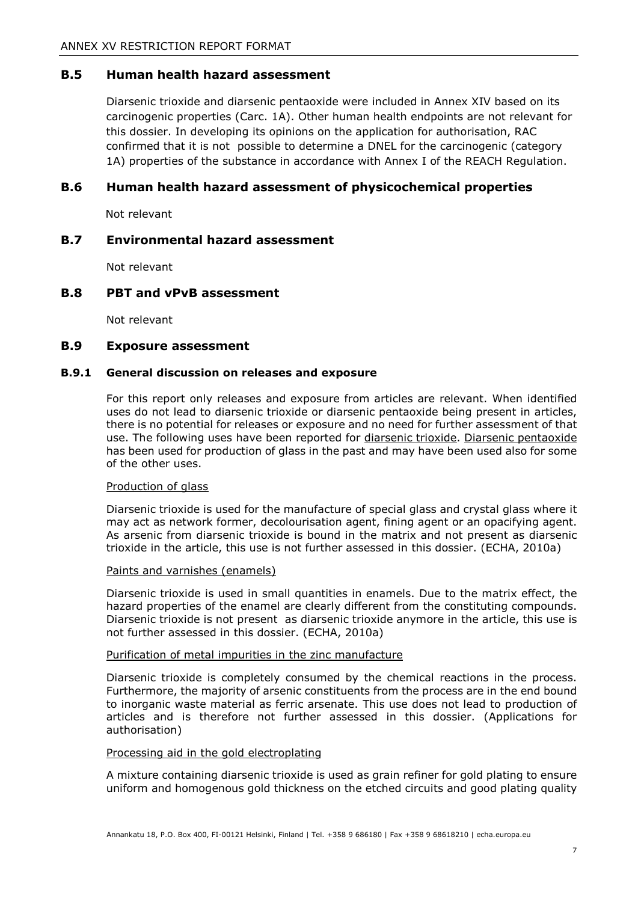## B.5 Human health hazard assessment

Diarsenic trioxide and diarsenic pentaoxide were included in Annex XIV based on its carcinogenic properties (Carc. 1A). Other human health endpoints are not relevant for this dossier. In developing its opinions on the application for authorisation, RAC confirmed that it is not possible to determine a DNEL for the carcinogenic (category 1A) properties of the substance in accordance with Annex I of the REACH Regulation.

## B.6 Human health hazard assessment of physicochemical properties

Not relevant

## B.7 Environmental hazard assessment

Not relevant

## B.8 PBT and vPvB assessment

Not relevant

## B.9 Exposure assessment

### B.9.1 General discussion on releases and exposure

For this report only releases and exposure from articles are relevant. When identified uses do not lead to diarsenic trioxide or diarsenic pentaoxide being present in articles, there is no potential for releases or exposure and no need for further assessment of that use. The following uses have been reported for diarsenic trioxide. Diarsenic pentaoxide has been used for production of glass in the past and may have been used also for some of the other uses.

Production of glass

Diarsenic trioxide is used for the manufacture of special glass and crystal glass where it may act as network former, decolourisation agent, fining agent or an opacifying agent. As arsenic from diarsenic trioxide is bound in the matrix and not present as diarsenic trioxide in the article, this use is not further assessed in this dossier. (ECHA, 2010a)

Paints and varnishes (enamels)

Diarsenic trioxide is used in small quantities in enamels. Due to the matrix effect, the hazard properties of the enamel are clearly different from the constituting compounds. Diarsenic trioxide is not present as diarsenic trioxide anymore in the article, this use is not further assessed in this dossier. (ECHA, 2010a)

Purification of metal impurities in the zinc manufacture

Diarsenic trioxide is completely consumed by the chemical reactions in the process. Furthermore, the majority of arsenic constituents from the process are in the end bound to inorganic waste material as ferric arsenate. This use does not lead to production of articles and is therefore not further assessed in this dossier. (Applications for authorisation)

Processing aid in the gold electroplating

A mixture containing diarsenic trioxide is used as grain refiner for gold plating to ensure uniform and homogenous gold thickness on the etched circuits and good plating quality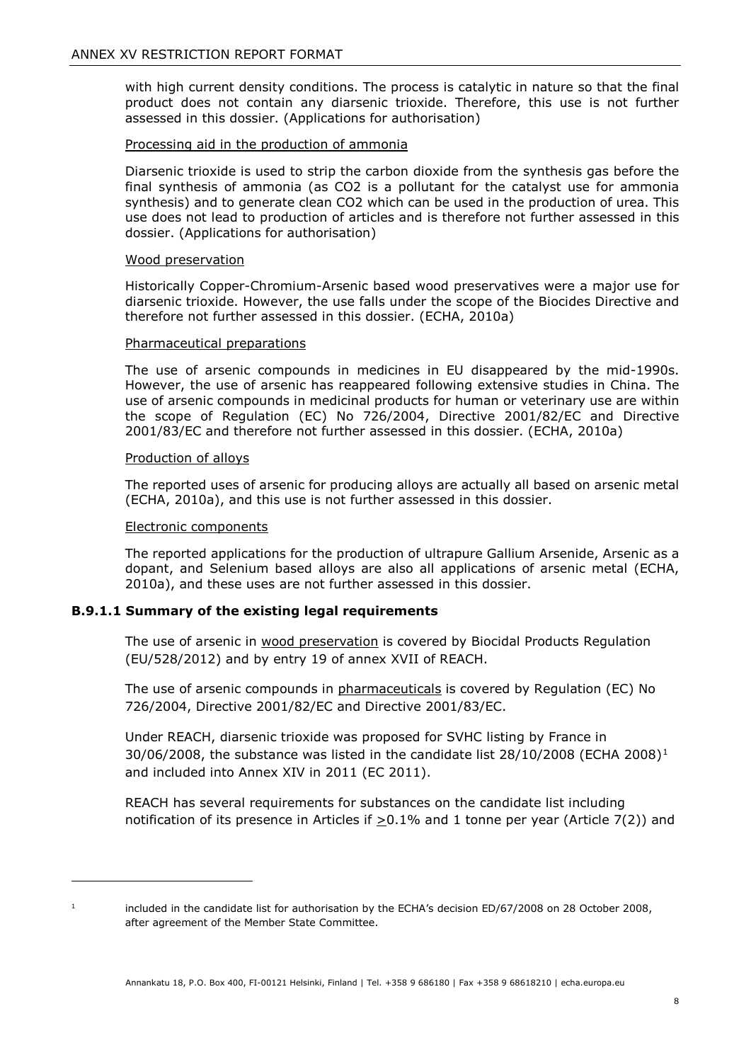with high current density conditions. The process is catalytic in nature so that the final product does not contain any diarsenic trioxide. Therefore, this use is not further assessed in this dossier. (Applications for authorisation)

Processing aid in the production of ammonia

Diarsenic trioxide is used to strip the carbon dioxide from the synthesis gas before the final synthesis of ammonia (as $CO_2$ is a pollutant for the catalyst use for ammonia synthesis) and to generate clean $CO_2$ which can be used in the production of urea. This use does not lead to production of articles and is therefore not further assessed in this dossier. (Applications for authorisation)

Wood preservation

Historically Copper-Chromium-Arsenic based wood preservatives were a major use for diarsenic trioxide. However, the use falls under the scope of the Biocides Directive and therefore not further assessed in this dossier. (ECHA, 2010a)

Pharmaceutical preparations

The use of arsenic compounds in medicines in EU disappeared by the mid-1990s. However, the use of arsenic has reappeared following extensive studies in China. The use of arsenic compounds in medicinal products for human or veterinary use are within the scope of Regulation (EC) No 726/2004, Directive 2001/82/EC and Directive 2001/83/EC and therefore not further assessed in this dossier. (ECHA, 2010a)

Production of alloys

The reported uses of arsenic for producing alloys are actually all based on arsenic metal (ECHA, 2010a), and this use is not further assessed in this dossier.

Electronic components

The reported applications for the production of ultrapure Gallium Arsenide, Arsenic as a dopant, and Selenium based alloys are also all applications of arsenic metal (ECHA, 2010a), and these uses are not further assessed in this dossier.

### B.9.1.1 Summary of the existing legal requirements

The use of arsenic in wood preservation is covered by Biocidal Products Regulation (EU/528/2012) and by entry 19 of annex XVII of REACH.

The use of arsenic compounds in pharmaceuticals is covered by Regulation (EC) No 726/2004, Directive 2001/82/EC and Directive 2001/83/EC.

Under REACH, diarsenic trioxide was proposed for SVHC listing by France in 30/06/2008, the substance was listed in the candidate list 28/10/2008 (ECHA 2008)[1] and included into Annex XIV in 2011 (EC 2011).

REACH has several requirements for substances on the candidate list including notification of its presence in Articles if $\geq$0.1% and 1 tonne per year (Article 7(2)) and

[1] included in the candidate list for authorisation by the ECHA's decision ED/67/2008 on 28 October 2008, after agreement of the Member State Committee.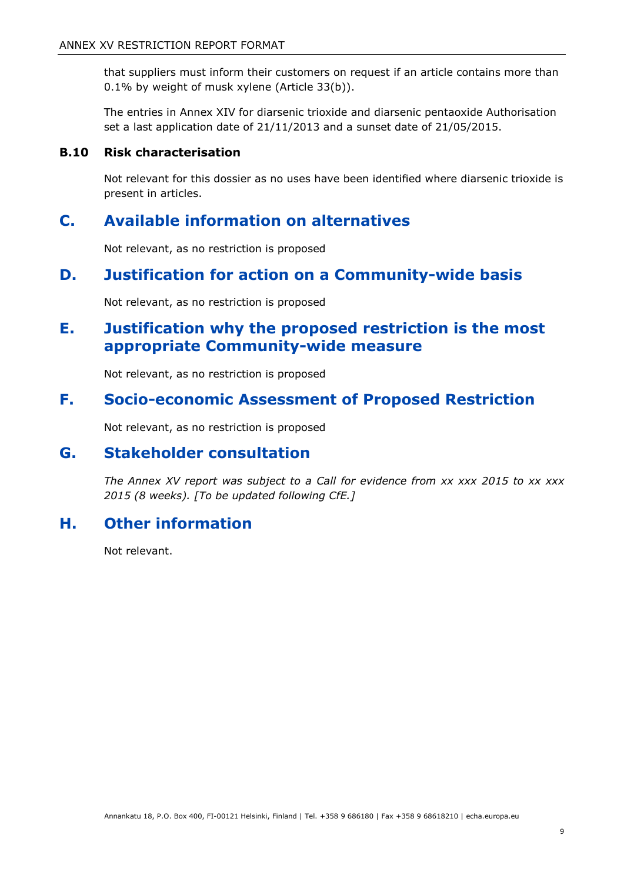that suppliers must inform their customers on request if an article contains more than 0.1% by weight of musk xylene (Article 33(b)).

The entries in Annex XIV for diarsenic trioxide and diarsenic pentaoxide Authorisation set a last application date of 21/11/2013 and a sunset date of 21/05/2015.

### B.10 Risk characterisation

Not relevant for this dossier as no uses have been identified where diarsenic trioxide is present in articles.

# C. Available information on alternatives

Not relevant, as no restriction is proposed

# D. Justification for action on a Community-wide basis

Not relevant, as no restriction is proposed

# E. Justification why the proposed restriction is the most appropriate Community-wide measure

Not relevant, as no restriction is proposed

# F. Socio-economic Assessment of Proposed Restriction

Not relevant, as no restriction is proposed

# G. Stakeholder consultation

*The Annex XV report was subject to a Call for evidence from xx xxx 2015 to xx xxx 2015 (8 weeks). [To be updated following CfE.]*

# H. Other information

Not relevant.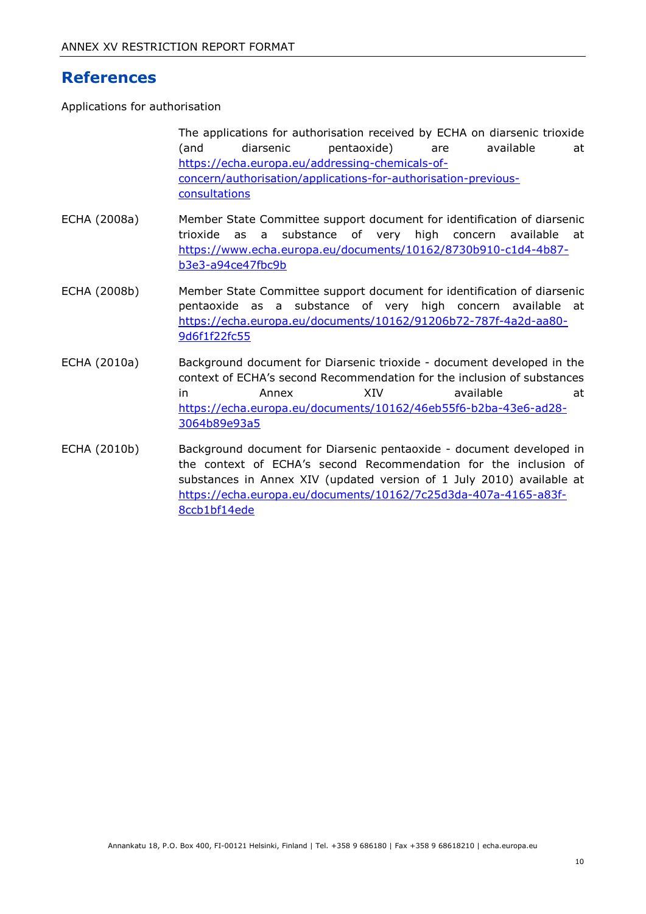# References

Applications for authorisation

The applications for authorisation received by ECHA on diarsenic trioxide (and diarsenic pentaoxide) are available at https://echa.europa.eu/addressing-chemicals-of-concern/authorisation/applications-for-authorisation-previous-consultations

ECHA (2008a) Member State Committee support document for identification of diarsenic trioxide as a substance of very high concern available at https://www.echa.europa.eu/documents/10162/8730b910-c1d4-4b87-b3e3-a94ce47fbc9b

ECHA (2008b) Member State Committee support document for identification of diarsenic pentaoxide as a substance of very high concern available at https://echa.europa.eu/documents/10162/91206b72-787f-4a2d-aa80-9d6f1f22fc55

ECHA (2010a) Background document for Diarsenic trioxide - document developed in the context of ECHA's second Recommendation for the inclusion of substances in Annex XIV available at https://echa.europa.eu/documents/10162/46eb55f6-b2ba-43e6-ad28-3064b89e93a5

ECHA (2010b) Background document for Diarsenic pentaoxide - document developed in the context of ECHA's second Recommendation for the inclusion of substances in Annex XIV (updated version of 1 July 2010) available at https://echa.europa.eu/documents/10162/7c25d3da-407a-4165-a83f-8ccb1bf14ede